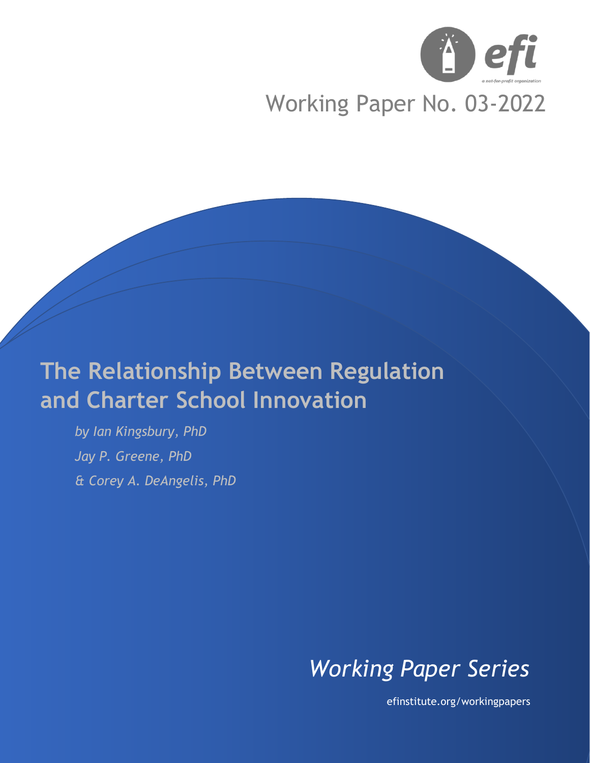efi

a not-for-profit organization

Working Paper No. 03-2022

# The Relationship Between Regulation and Charter School Innovation

*by Ian Kingsbury, PhD*

*Jay P. Greene, PhD*

*& Corey A. DeAngelis, PhD*

*Working Paper Series*

efinstitute.org/workingpapers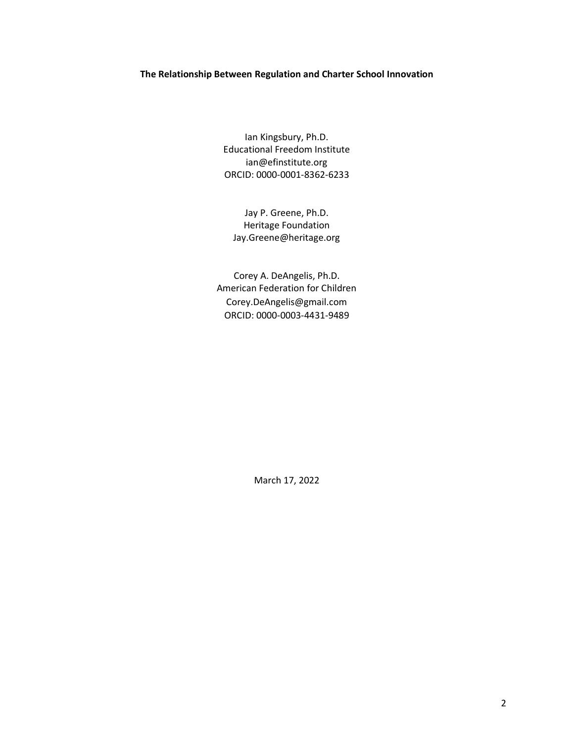**The Relationship Between Regulation and Charter School Innovation**

Ian Kingsbury, Ph.D.
Educational Freedom Institute
ian@efinstitute.org
ORCID: 0000-0001-8362-6233

Jay P. Greene, Ph.D.
Heritage Foundation
Jay.Greene@heritage.org

Corey A. DeAngelis, Ph.D.
American Federation for Children
Corey.DeAngelis@gmail.com
ORCID: 0000-0003-4431-9489

March 17, 2022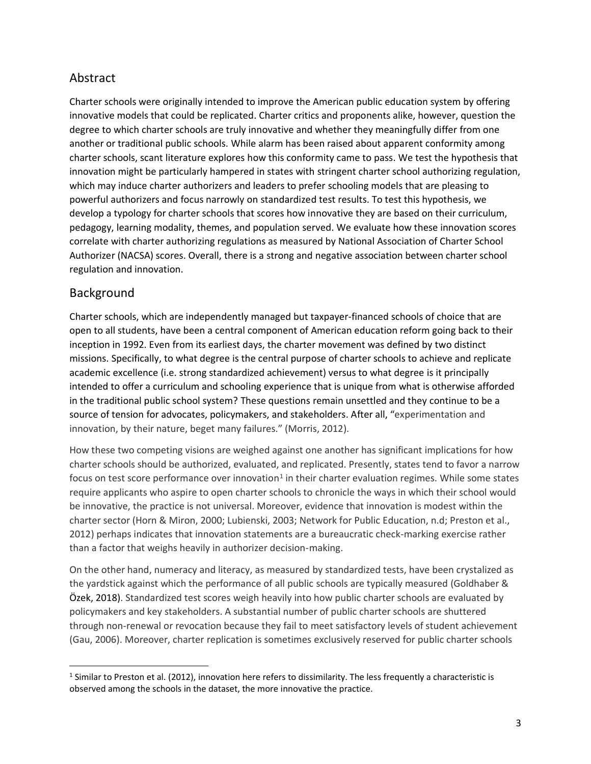## Abstract

Charter schools were originally intended to improve the American public education system by offering innovative models that could be replicated. Charter critics and proponents alike, however, question the degree to which charter schools are truly innovative and whether they meaningfully differ from one another or traditional public schools. While alarm has been raised about apparent conformity among charter schools, scant literature explores how this conformity came to pass. We test the hypothesis that innovation might be particularly hampered in states with stringent charter school authorizing regulation, which may induce charter authorizers and leaders to prefer schooling models that are pleasing to powerful authorizers and focus narrowly on standardized test results. To test this hypothesis, we develop a typology for charter schools that scores how innovative they are based on their curriculum, pedagogy, learning modality, themes, and population served. We evaluate how these innovation scores correlate with charter authorizing regulations as measured by National Association of Charter School Authorizer (NACSA) scores. Overall, there is a strong and negative association between charter school regulation and innovation.

## Background

Charter schools, which are independently managed but taxpayer-financed schools of choice that are open to all students, have been a central component of American education reform going back to their inception in 1992. Even from its earliest days, the charter movement was defined by two distinct missions. Specifically, to what degree is the central purpose of charter schools to achieve and replicate academic excellence (i.e. strong standardized achievement) versus to what degree is it principally intended to offer a curriculum and schooling experience that is unique from what is otherwise afforded in the traditional public school system? These questions remain unsettled and they continue to be a source of tension for advocates, policymakers, and stakeholders. After all, "experimentation and innovation, by their nature, beget many failures." (Morris, 2012).

How these two competing visions are weighed against one another has significant implications for how charter schools should be authorized, evaluated, and replicated. Presently, states tend to favor a narrow focus on test score performance over innovation[1] in their charter evaluation regimes. While some states require applicants who aspire to open charter schools to chronicle the ways in which their school would be innovative, the practice is not universal. Moreover, evidence that innovation is modest within the charter sector (Horn & Miron, 2000; Lubienski, 2003; Network for Public Education, n.d; Preston et al., 2012) perhaps indicates that innovation statements are a bureaucratic check-marking exercise rather than a factor that weighs heavily in authorizer decision-making.

On the other hand, numeracy and literacy, as measured by standardized tests, have been crystalized as the yardstick against which the performance of all public schools are typically measured (Goldhaber & Özek, 2018). Standardized test scores weigh heavily into how public charter schools are evaluated by policymakers and key stakeholders. A substantial number of public charter schools are shuttered through non-renewal or revocation because they fail to meet satisfactory levels of student achievement (Gau, 2006). Moreover, charter replication is sometimes exclusively reserved for public charter schools

[1] Similar to Preston et al. (2012), innovation here refers to dissimilarity. The less frequently a characteristic is observed among the schools in the dataset, the more innovative the practice.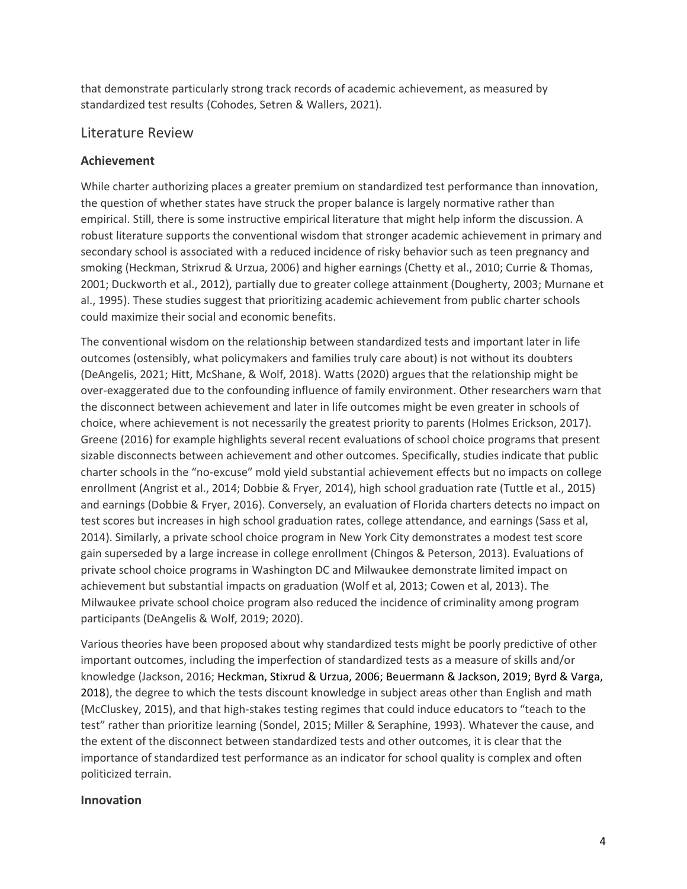that demonstrate particularly strong track records of academic achievement, as measured by standardized test results (Cohodes, Setren & Wallers, 2021).

## Literature Review

### Achievement

While charter authorizing places a greater premium on standardized test performance than innovation, the question of whether states have struck the proper balance is largely normative rather than empirical. Still, there is some instructive empirical literature that might help inform the discussion. A robust literature supports the conventional wisdom that stronger academic achievement in primary and secondary school is associated with a reduced incidence of risky behavior such as teen pregnancy and smoking (Heckman, Strixrud & Urzua, 2006) and higher earnings (Chetty et al., 2010; Currie & Thomas, 2001; Duckworth et al., 2012), partially due to greater college attainment (Dougherty, 2003; Murnane et al., 1995). These studies suggest that prioritizing academic achievement from public charter schools could maximize their social and economic benefits.

The conventional wisdom on the relationship between standardized tests and important later in life outcomes (ostensibly, what policymakers and families truly care about) is not without its doubters (DeAngelis, 2021; Hitt, McShane, & Wolf, 2018). Watts (2020) argues that the relationship might be over-exaggerated due to the confounding influence of family environment. Other researchers warn that the disconnect between achievement and later in life outcomes might be even greater in schools of choice, where achievement is not necessarily the greatest priority to parents (Holmes Erickson, 2017). Greene (2016) for example highlights several recent evaluations of school choice programs that present sizable disconnects between achievement and other outcomes. Specifically, studies indicate that public charter schools in the "no-excuse" mold yield substantial achievement effects but no impacts on college enrollment (Angrist et al., 2014; Dobbie & Fryer, 2014), high school graduation rate (Tuttle et al., 2015) and earnings (Dobbie & Fryer, 2016). Conversely, an evaluation of Florida charters detects no impact on test scores but increases in high school graduation rates, college attendance, and earnings (Sass et al, 2014). Similarly, a private school choice program in New York City demonstrates a modest test score gain superseded by a large increase in college enrollment (Chingos & Peterson, 2013). Evaluations of private school choice programs in Washington DC and Milwaukee demonstrate limited impact on achievement but substantial impacts on graduation (Wolf et al, 2013; Cowen et al, 2013). The Milwaukee private school choice program also reduced the incidence of criminality among program participants (DeAngelis & Wolf, 2019; 2020).

Various theories have been proposed about why standardized tests might be poorly predictive of other important outcomes, including the imperfection of standardized tests as a measure of skills and/or knowledge (Jackson, 2016; Heckman, Stixrud & Urzua, 2006; Beuermann & Jackson, 2019; Byrd & Varga, 2018), the degree to which the tests discount knowledge in subject areas other than English and math (McCluskey, 2015), and that high-stakes testing regimes that could induce educators to "teach to the test" rather than prioritize learning (Sondel, 2015; Miller & Seraphine, 1993). Whatever the cause, and the extent of the disconnect between standardized tests and other outcomes, it is clear that the importance of standardized test performance as an indicator for school quality is complex and often politicized terrain.

### Innovation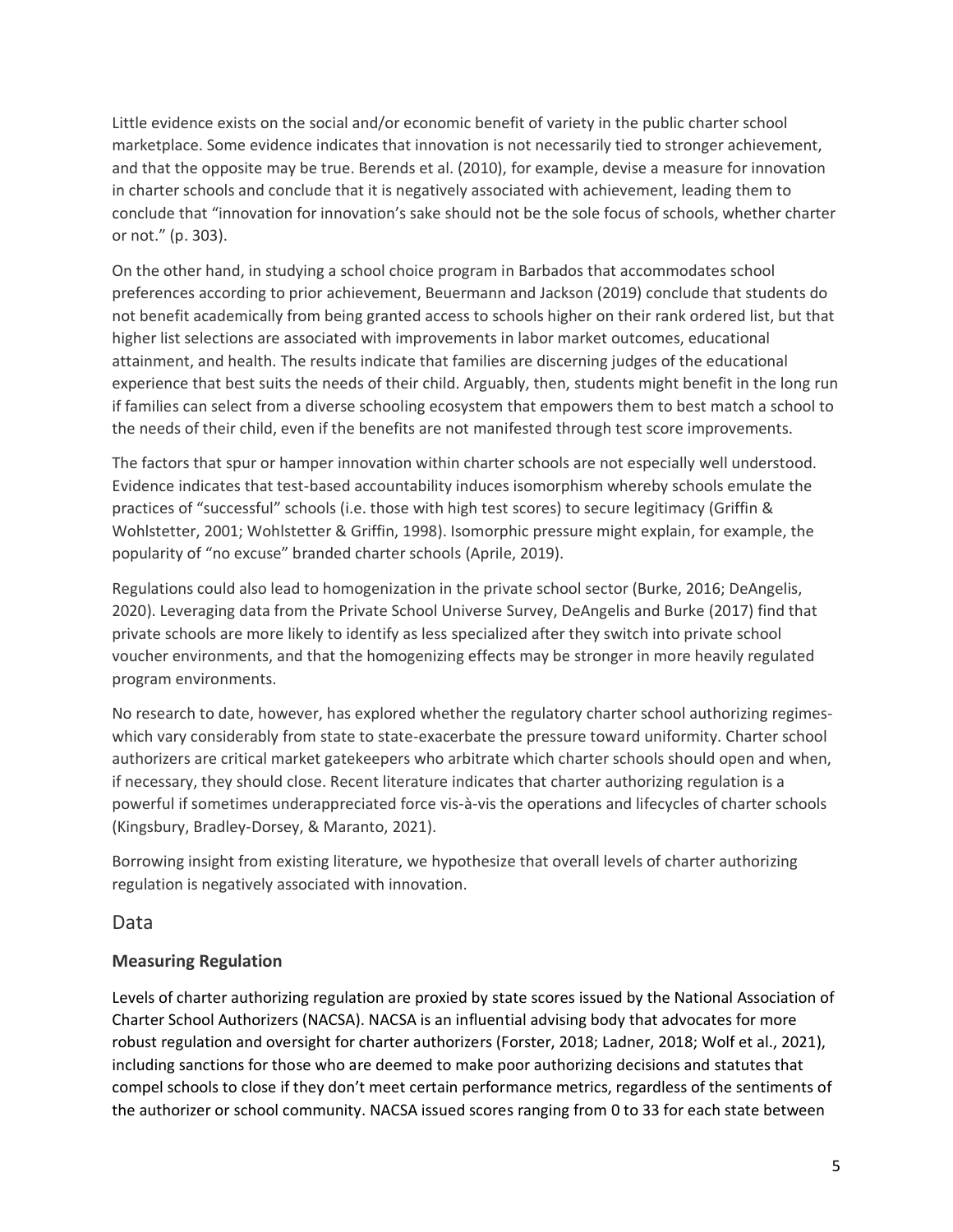Little evidence exists on the social and/or economic benefit of variety in the public charter school marketplace. Some evidence indicates that innovation is not necessarily tied to stronger achievement, and that the opposite may be true. Berends et al. (2010), for example, devise a measure for innovation in charter schools and conclude that it is negatively associated with achievement, leading them to conclude that "innovation for innovation's sake should not be the sole focus of schools, whether charter or not." (p. 303).

On the other hand, in studying a school choice program in Barbados that accommodates school preferences according to prior achievement, Beuermann and Jackson (2019) conclude that students do not benefit academically from being granted access to schools higher on their rank ordered list, but that higher list selections are associated with improvements in labor market outcomes, educational attainment, and health. The results indicate that families are discerning judges of the educational experience that best suits the needs of their child. Arguably, then, students might benefit in the long run if families can select from a diverse schooling ecosystem that empowers them to best match a school to the needs of their child, even if the benefits are not manifested through test score improvements.

The factors that spur or hamper innovation within charter schools are not especially well understood. Evidence indicates that test-based accountability induces isomorphism whereby schools emulate the practices of "successful" schools (i.e. those with high test scores) to secure legitimacy (Griffin & Wohlstetter, 2001; Wohlstetter & Griffin, 1998). Isomorphic pressure might explain, for example, the popularity of "no excuse" branded charter schools (Aprile, 2019).

Regulations could also lead to homogenization in the private school sector (Burke, 2016; DeAngelis, 2020). Leveraging data from the Private School Universe Survey, DeAngelis and Burke (2017) find that private schools are more likely to identify as less specialized after they switch into private school voucher environments, and that the homogenizing effects may be stronger in more heavily regulated program environments.

No research to date, however, has explored whether the regulatory charter school authorizing regimes-which vary considerably from state to state-exacerbate the pressure toward uniformity. Charter school authorizers are critical market gatekeepers who arbitrate which charter schools should open and when, if necessary, they should close. Recent literature indicates that charter authorizing regulation is a powerful if sometimes underappreciated force vis-à-vis the operations and lifecycles of charter schools (Kingsbury, Bradley-Dorsey, & Maranto, 2021).

Borrowing insight from existing literature, we hypothesize that overall levels of charter authorizing regulation is negatively associated with innovation.

## Data

### Measuring Regulation

Levels of charter authorizing regulation are proxied by state scores issued by the National Association of Charter School Authorizers (NACSA). NACSA is an influential advising body that advocates for more robust regulation and oversight for charter authorizers (Forster, 2018; Ladner, 2018; Wolf et al., 2021), including sanctions for those who are deemed to make poor authorizing decisions and statutes that compel schools to close if they don't meet certain performance metrics, regardless of the sentiments of the authorizer or school community. NACSA issued scores ranging from 0 to 33 for each state between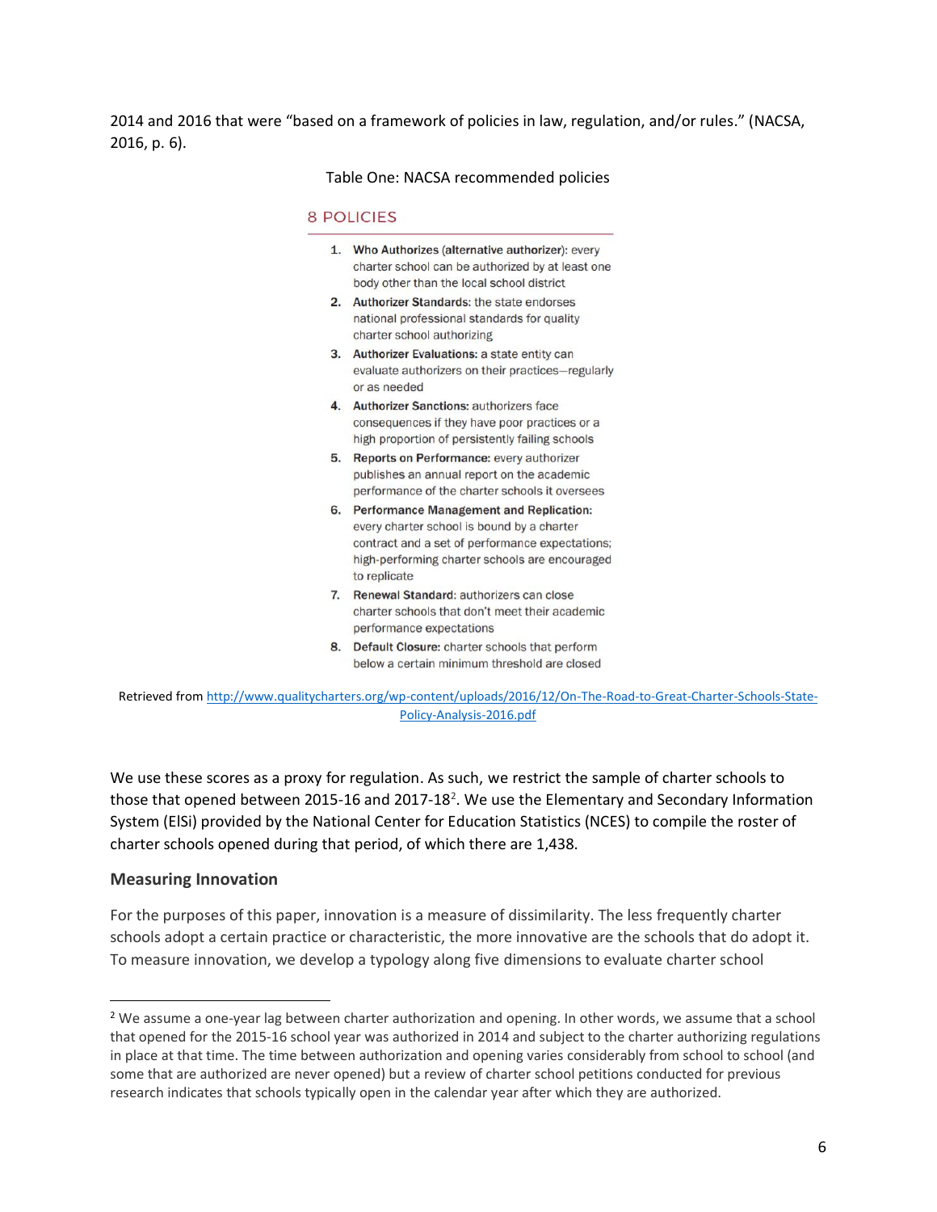2014 and 2016 that were "based on a framework of policies in law, regulation, and/or rules." (NACSA, 2016, p. 6).

Table One: NACSA recommended policies

### 8 POLICIES

1. **Who Authorizes (alternative authorizer)**: every charter school can be authorized by at least one body other than the local school district
2. **Authorizer Standards:** the state endorses national professional standards for quality charter school authorizing
3. **Authorizer Evaluations:** a state entity can evaluate authorizers on their practices—regularly or as needed
4. **Authorizer Sanctions:** authorizers face consequences if they have poor practices or a high proportion of persistently failing schools
5. **Reports on Performance:** every authorizer publishes an annual report on the academic performance of the charter schools it oversees
6. **Performance Management and Replication:** every charter school is bound by a charter contract and a set of performance expectations; high-performing charter schools are encouraged to replicate
7. **Renewal Standard**: authorizers can close charter schools that don't meet their academic performance expectations
8. **Default Closure:** charter schools that perform below a certain minimum threshold are closed

Retrieved from http://www.qualitycharters.org/wp-content/uploads/2016/12/On-The-Road-to-Great-Charter-Schools-State-Policy-Analysis-2016.pdf

We use these scores as a proxy for regulation. As such, we restrict the sample of charter schools to those that opened between 2015-16 and 2017-18[2]. We use the Elementary and Secondary Information System (ElSi) provided by the National Center for Education Statistics (NCES) to compile the roster of charter schools opened during that period, of which there are 1,438.

## Measuring Innovation

For the purposes of this paper, innovation is a measure of dissimilarity. The less frequently charter schools adopt a certain practice or characteristic, the more innovative are the schools that do adopt it. To measure innovation, we develop a typology along five dimensions to evaluate charter school

[2] We assume a one-year lag between charter authorization and opening. In other words, we assume that a school that opened for the 2015-16 school year was authorized in 2014 and subject to the charter authorizing regulations in place at that time. The time between authorization and opening varies considerably from school to school (and some that are authorized are never opened) but a review of charter school petitions conducted for previous research indicates that schools typically open in the calendar year after which they are authorized.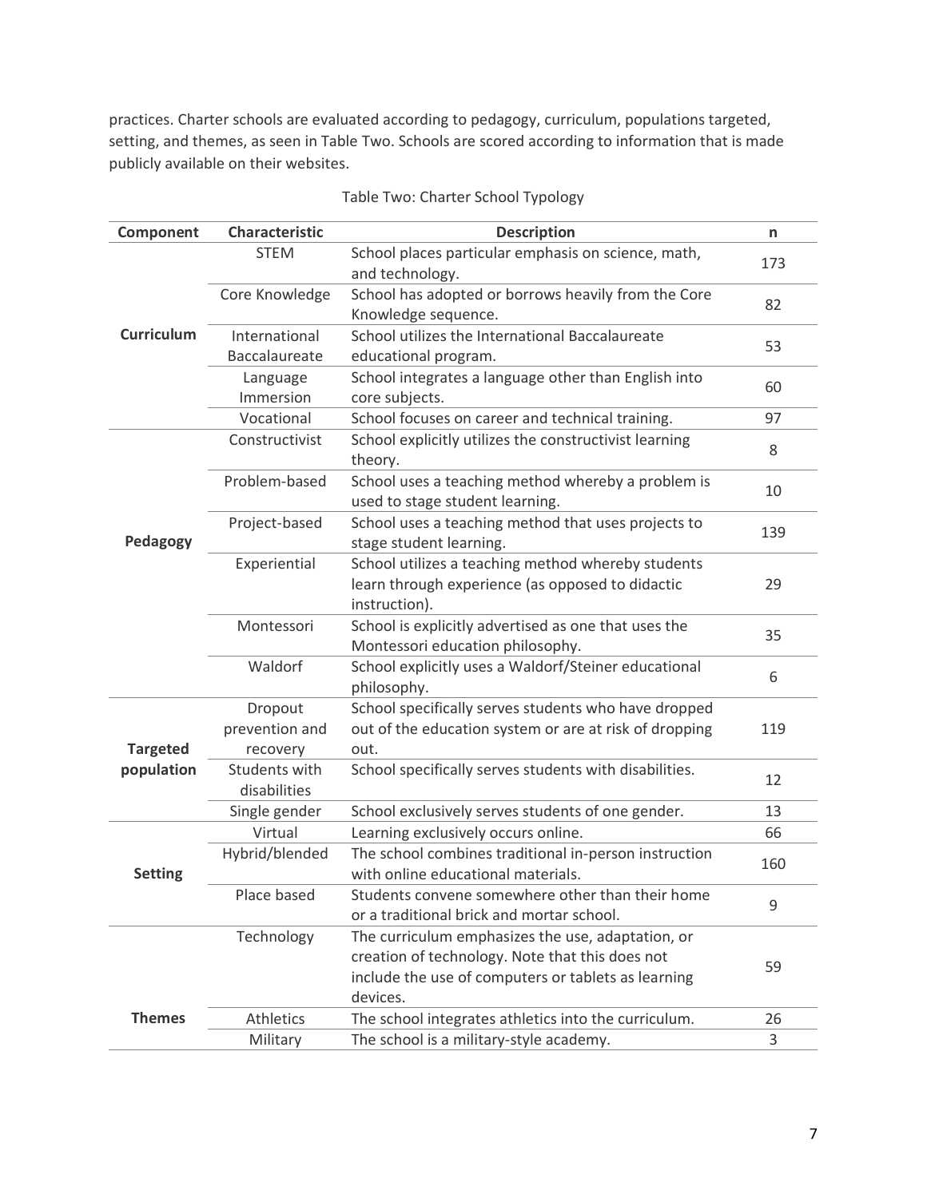practices. Charter schools are evaluated according to pedagogy, curriculum, populations targeted, setting, and themes, as seen in Table Two. Schools are scored according to information that is made publicly available on their websites.

Table Two: Charter School Typology

| Component | Characteristic | Description | n |
|---|---|---|---|
| Curriculum | STEM | School places particular emphasis on science, math, and technology. | 173 |
| | Core Knowledge | School has adopted or borrows heavily from the Core Knowledge sequence. | 82 |
| | International Baccalaureate | School utilizes the International Baccalaureate educational program. | 53 |
| | Language Immersion | School integrates a language other than English into core subjects. | 60 |
| | Vocational | School focuses on career and technical training. | 97 |
| Pedagogy | Constructivist | School explicitly utilizes the constructivist learning theory. | 8 |
| | Problem-based | School uses a teaching method whereby a problem is used to stage student learning. | 10 |
| | Project-based | School uses a teaching method that uses projects to stage student learning. | 139 |
| | Experiential | School utilizes a teaching method whereby students learn through experience (as opposed to didactic instruction). | 29 |
| | Montessori | School is explicitly advertised as one that uses the Montessori education philosophy. | 35 |
| | Waldorf | School explicitly uses a Waldorf/Steiner educational philosophy. | 6 |
| Targeted population | Dropout prevention and recovery | School specifically serves students who have dropped out of the education system or are at risk of dropping out. | 119 |
| | Students with disabilities | School specifically serves students with disabilities. | 12 |
| | Single gender | School exclusively serves students of one gender. | 13 |
| Setting | Virtual | Learning exclusively occurs online. | 66 |
| | Hybrid/blended | The school combines traditional in-person instruction with online educational materials. | 160 |
| | Place based | Students convene somewhere other than their home or a traditional brick and mortar school. | 9 |
| Themes | Technology | The curriculum emphasizes the use, adaptation, or creation of technology. Note that this does not include the use of computers or tablets as learning devices. | 59 |
| | Athletics | The school integrates athletics into the curriculum. | 26 |
| | Military | The school is a military-style academy. | 3 |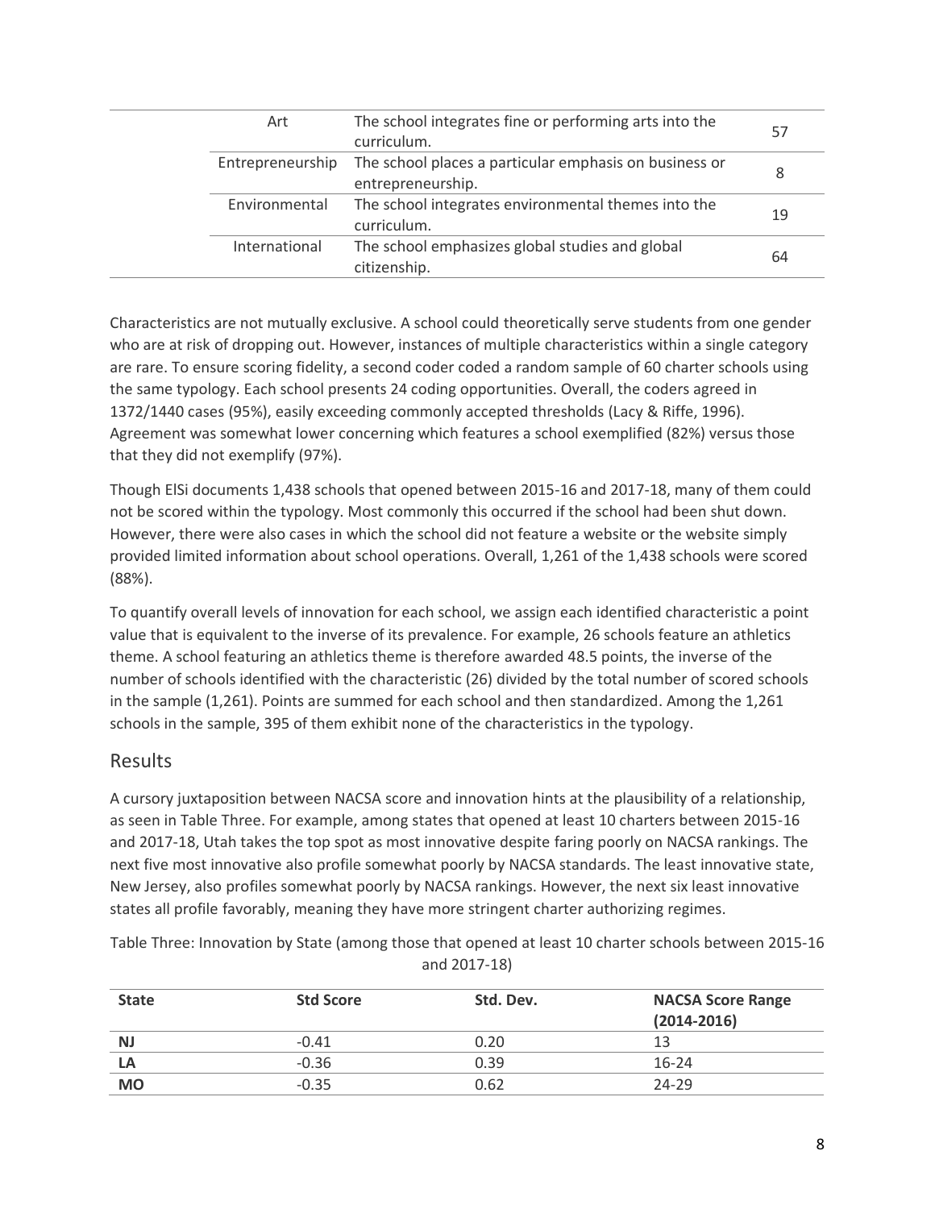| Art | The school integrates fine or performing arts into the curriculum. | 57 |
|---|---|---|
| Entrepreneurship | The school places a particular emphasis on business or entrepreneurship. | 8 |
| Environmental | The school integrates environmental themes into the curriculum. | 19 |
| International | The school emphasizes global studies and global citizenship. | 64 |

Characteristics are not mutually exclusive. A school could theoretically serve students from one gender who are at risk of dropping out. However, instances of multiple characteristics within a single category are rare. To ensure scoring fidelity, a second coder coded a random sample of 60 charter schools using the same typology. Each school presents 24 coding opportunities. Overall, the coders agreed in 1372/1440 cases (95%), easily exceeding commonly accepted thresholds (Lacy & Riffe, 1996). Agreement was somewhat lower concerning which features a school exemplified (82%) versus those that they did not exemplify (97%).

Though ElSi documents 1,438 schools that opened between 2015-16 and 2017-18, many of them could not be scored within the typology. Most commonly this occurred if the school had been shut down. However, there were also cases in which the school did not feature a website or the website simply provided limited information about school operations. Overall, 1,261 of the 1,438 schools were scored (88%).

To quantify overall levels of innovation for each school, we assign each identified characteristic a point value that is equivalent to the inverse of its prevalence. For example, 26 schools feature an athletics theme. A school featuring an athletics theme is therefore awarded 48.5 points, the inverse of the number of schools identified with the characteristic (26) divided by the total number of scored schools in the sample (1,261). Points are summed for each school and then standardized. Among the 1,261 schools in the sample, 395 of them exhibit none of the characteristics in the typology.

## Results

A cursory juxtaposition between NACSA score and innovation hints at the plausibility of a relationship, as seen in Table Three. For example, among states that opened at least 10 charters between 2015-16 and 2017-18, Utah takes the top spot as most innovative despite faring poorly on NACSA rankings. The next five most innovative also profile somewhat poorly by NACSA standards. The least innovative state, New Jersey, also profiles somewhat poorly by NACSA rankings. However, the next six least innovative states all profile favorably, meaning they have more stringent charter authorizing regimes.

Table Three: Innovation by State (among those that opened at least 10 charter schools between 2015-16 and 2017-18)

| State | Std Score | Std. Dev. | NACSA Score Range (2014-2016) |
|---|---|---|---|
| **NJ** | -0.41 | 0.20 | 13 |
| **LA** | -0.36 | 0.39 | 16-24 |
| **MO** | -0.35 | 0.62 | 24-29 |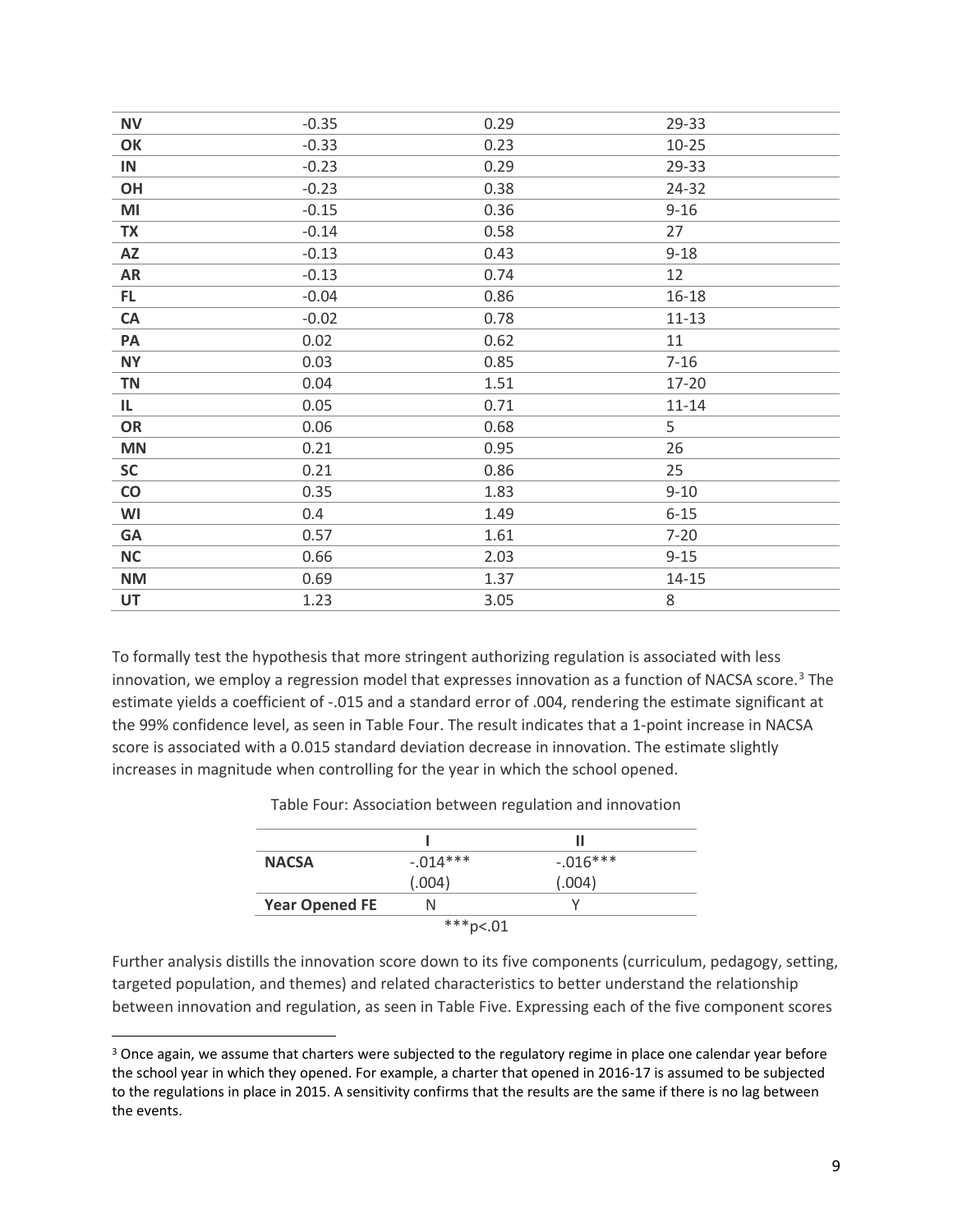| | | | |
|---|---|---|---|
| **NV** | -0.35 | 0.29 | 29-33 |
| **OK** | -0.33 | 0.23 | 10-25 |
| **IN** | -0.23 | 0.29 | 29-33 |
| **OH** | -0.23 | 0.38 | 24-32 |
| **MI** | -0.15 | 0.36 | 9-16 |
| **TX** | -0.14 | 0.58 | 27 |
| **AZ** | -0.13 | 0.43 | 9-18 |
| **AR** | -0.13 | 0.74 | 12 |
| **FL** | -0.04 | 0.86 | 16-18 |
| **CA** | -0.02 | 0.78 | 11-13 |
| **PA** | 0.02 | 0.62 | 11 |
| **NY** | 0.03 | 0.85 | 7-16 |
| **TN** | 0.04 | 1.51 | 17-20 |
| **IL** | 0.05 | 0.71 | 11-14 |
| **OR** | 0.06 | 0.68 | 5 |
| **MN** | 0.21 | 0.95 | 26 |
| **SC** | 0.21 | 0.86 | 25 |
| **CO** | 0.35 | 1.83 | 9-10 |
| **WI** | 0.4 | 1.49 | 6-15 |
| **GA** | 0.57 | 1.61 | 7-20 |
| **NC** | 0.66 | 2.03 | 9-15 |
| **NM** | 0.69 | 1.37 | 14-15 |
| **UT** | 1.23 | 3.05 | 8 |

To formally test the hypothesis that more stringent authorizing regulation is associated with less innovation, we employ a regression model that expresses innovation as a function of NACSA score.[3] The estimate yields a coefficient of -.015 and a standard error of .004, rendering the estimate significant at the 99% confidence level, as seen in Table Four. The result indicates that a 1-point increase in NACSA score is associated with a 0.015 standard deviation decrease in innovation. The estimate slightly increases in magnitude when controlling for the year in which the school opened.

Table Four: Association between regulation and innovation

| | I | II |
|---|---|---|
| **NACSA** | -.014*** | -.016*** |
| | (.004) | (.004) |
| **Year Opened FE** | N | Y |

***p<.01

Further analysis distills the innovation score down to its five components (curriculum, pedagogy, setting, targeted population, and themes) and related characteristics to better understand the relationship between innovation and regulation, as seen in Table Five. Expressing each of the five component scores

[3] Once again, we assume that charters were subjected to the regulatory regime in place one calendar year before the school year in which they opened. For example, a charter that opened in 2016-17 is assumed to be subjected to the regulations in place in 2015. A sensitivity confirms that the results are the same if there is no lag between the events.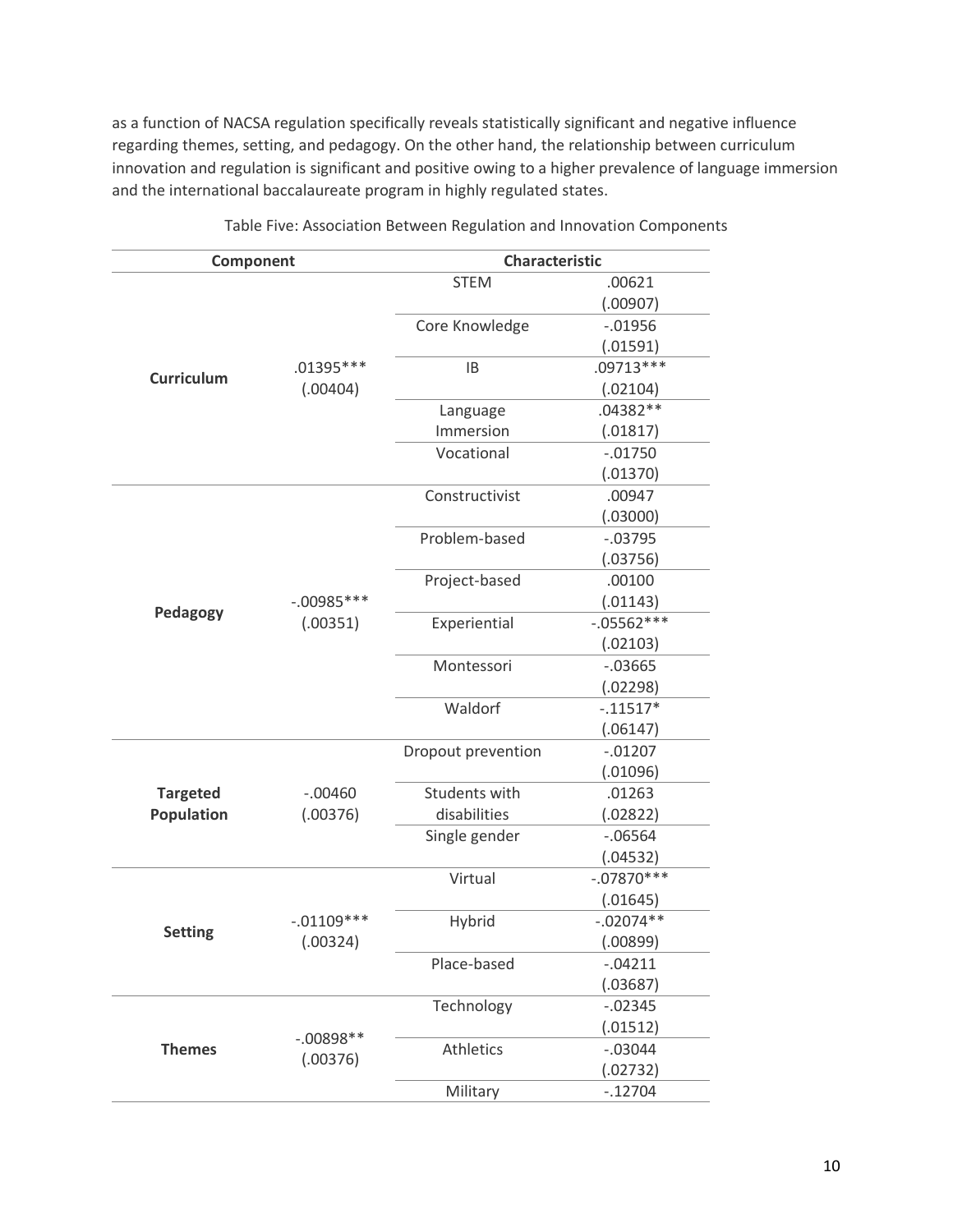as a function of NACSA regulation specifically reveals statistically significant and negative influence regarding themes, setting, and pedagogy. On the other hand, the relationship between curriculum innovation and regulation is significant and positive owing to a higher prevalence of language immersion and the international baccalaureate program in highly regulated states.

Table Five: Association Between Regulation and Innovation Components

| **Component** | | **Characteristic** | |
|---|---|---|---|
| **Curriculum** | .01395*** (.00404) | STEM | .00621 (.00907) |
| | | Core Knowledge | -.01956 (.01591) |
| | | IB | .09713*** (.02104) |
| | | Language Immersion | .04382** (.01817) |
| | | Vocational | -.01750 (.01370) |
| **Pedagogy** | -.00985*** (.00351) | Constructivist | .00947 (.03000) |
| | | Problem-based | -.03795 (.03756) |
| | | Project-based | .00100 (.01143) |
| | | Experiential | -.05562*** (.02103) |
| | | Montessori | -.03665 (.02298) |
| | | Waldorf | -.11517* (.06147) |
| **Targeted Population** | -.00460 (.00376) | Dropout prevention | -.01207 (.01096) |
| | | Students with disabilities | .01263 (.02822) |
| | | Single gender | -.06564 (.04532) |
| **Setting** | -.01109*** (.00324) | Virtual | -.07870*** (.01645) |
| | | Hybrid | -.02074** (.00899) |
| | | Place-based | -.04211 (.03687) |
| **Themes** | -.00898** (.00376) | Technology | -.02345 (.01512) |
| | | Athletics | -.03044 (.02732) |
| | | Military | -.12704 |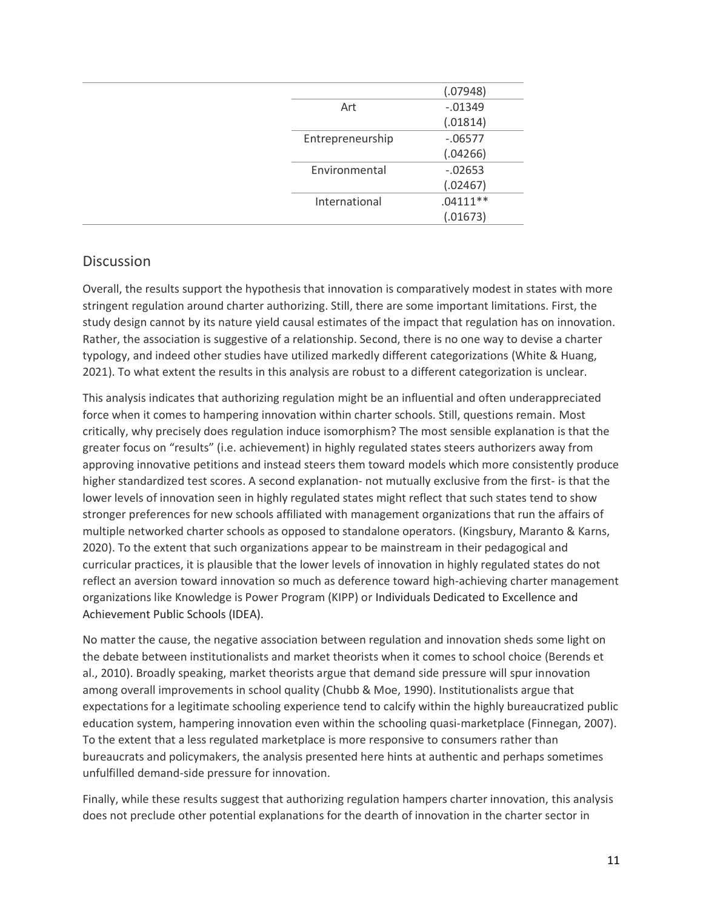| | |
|---|---|
| | (.07948) |
| Art | -.01349 |
| | (.01814) |
| Entrepreneurship | -.06577 |
| | (.04266) |
| Environmental | -.02653 |
| | (.02467) |
| International | .04111** |
| | (.01673) |

## Discussion

Overall, the results support the hypothesis that innovation is comparatively modest in states with more stringent regulation around charter authorizing. Still, there are some important limitations. First, the study design cannot by its nature yield causal estimates of the impact that regulation has on innovation. Rather, the association is suggestive of a relationship. Second, there is no one way to devise a charter typology, and indeed other studies have utilized markedly different categorizations (White & Huang, 2021). To what extent the results in this analysis are robust to a different categorization is unclear.

This analysis indicates that authorizing regulation might be an influential and often underappreciated force when it comes to hampering innovation within charter schools. Still, questions remain. Most critically, why precisely does regulation induce isomorphism? The most sensible explanation is that the greater focus on "results" (i.e. achievement) in highly regulated states steers authorizers away from approving innovative petitions and instead steers them toward models which more consistently produce higher standardized test scores. A second explanation- not mutually exclusive from the first- is that the lower levels of innovation seen in highly regulated states might reflect that such states tend to show stronger preferences for new schools affiliated with management organizations that run the affairs of multiple networked charter schools as opposed to standalone operators. (Kingsbury, Maranto & Karns, 2020). To the extent that such organizations appear to be mainstream in their pedagogical and curricular practices, it is plausible that the lower levels of innovation in highly regulated states do not reflect an aversion toward innovation so much as deference toward high-achieving charter management organizations like Knowledge is Power Program (KIPP) or Individuals Dedicated to Excellence and Achievement Public Schools (IDEA).

No matter the cause, the negative association between regulation and innovation sheds some light on the debate between institutionalists and market theorists when it comes to school choice (Berends et al., 2010). Broadly speaking, market theorists argue that demand side pressure will spur innovation among overall improvements in school quality (Chubb & Moe, 1990). Institutionalists argue that expectations for a legitimate schooling experience tend to calcify within the highly bureaucratized public education system, hampering innovation even within the schooling quasi-marketplace (Finnegan, 2007). To the extent that a less regulated marketplace is more responsive to consumers rather than bureaucrats and policymakers, the analysis presented here hints at authentic and perhaps sometimes unfulfilled demand-side pressure for innovation.

Finally, while these results suggest that authorizing regulation hampers charter innovation, this analysis does not preclude other potential explanations for the dearth of innovation in the charter sector in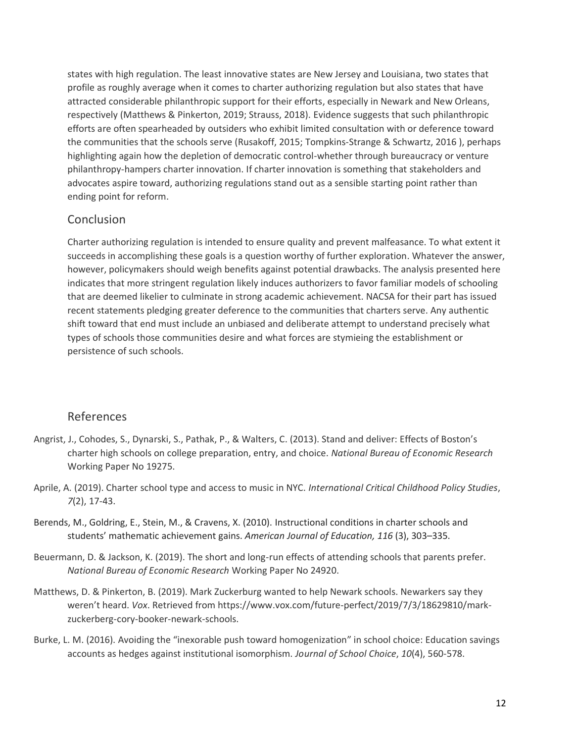states with high regulation. The least innovative states are New Jersey and Louisiana, two states that profile as roughly average when it comes to charter authorizing regulation but also states that have attracted considerable philanthropic support for their efforts, especially in Newark and New Orleans, respectively (Matthews & Pinkerton, 2019; Strauss, 2018). Evidence suggests that such philanthropic efforts are often spearheaded by outsiders who exhibit limited consultation with or deference toward the communities that the schools serve (Rusakoff, 2015; Tompkins-Strange & Schwartz, 2016 ), perhaps highlighting again how the depletion of democratic control-whether through bureaucracy or venture philanthropy-hampers charter innovation. If charter innovation is something that stakeholders and advocates aspire toward, authorizing regulations stand out as a sensible starting point rather than ending point for reform.

## Conclusion

Charter authorizing regulation is intended to ensure quality and prevent malfeasance. To what extent it succeeds in accomplishing these goals is a question worthy of further exploration. Whatever the answer, however, policymakers should weigh benefits against potential drawbacks. The analysis presented here indicates that more stringent regulation likely induces authorizers to favor familiar models of schooling that are deemed likelier to culminate in strong academic achievement. NACSA for their part has issued recent statements pledging greater deference to the communities that charters serve. Any authentic shift toward that end must include an unbiased and deliberate attempt to understand precisely what types of schools those communities desire and what forces are stymieing the establishment or persistence of such schools.

## References

Angrist, J., Cohodes, S., Dynarski, S., Pathak, P., & Walters, C. (2013). Stand and deliver: Effects of Boston's charter high schools on college preparation, entry, and choice. *National Bureau of Economic Research* Working Paper No 19275.

Aprile, A. (2019). Charter school type and access to music in NYC. *International Critical Childhood Policy Studies*, *7*(2), 17-43.

Berends, M., Goldring, E., Stein, M., & Cravens, X. (2010). Instructional conditions in charter schools and students' mathematic achievement gains. *American Journal of Education, 116* (3), 303–335.

Beuermann, D. & Jackson, K. (2019). The short and long-run effects of attending schools that parents prefer. *National Bureau of Economic Research* Working Paper No 24920.

Matthews, D. & Pinkerton, B. (2019). Mark Zuckerburg wanted to help Newark schools. Newarkers say they weren't heard. *Vox*. Retrieved from https://www.vox.com/future-perfect/2019/7/3/18629810/mark-zuckerberg-cory-booker-newark-schools.

Burke, L. M. (2016). Avoiding the "inexorable push toward homogenization" in school choice: Education savings accounts as hedges against institutional isomorphism. *Journal of School Choice*, *10*(4), 560-578.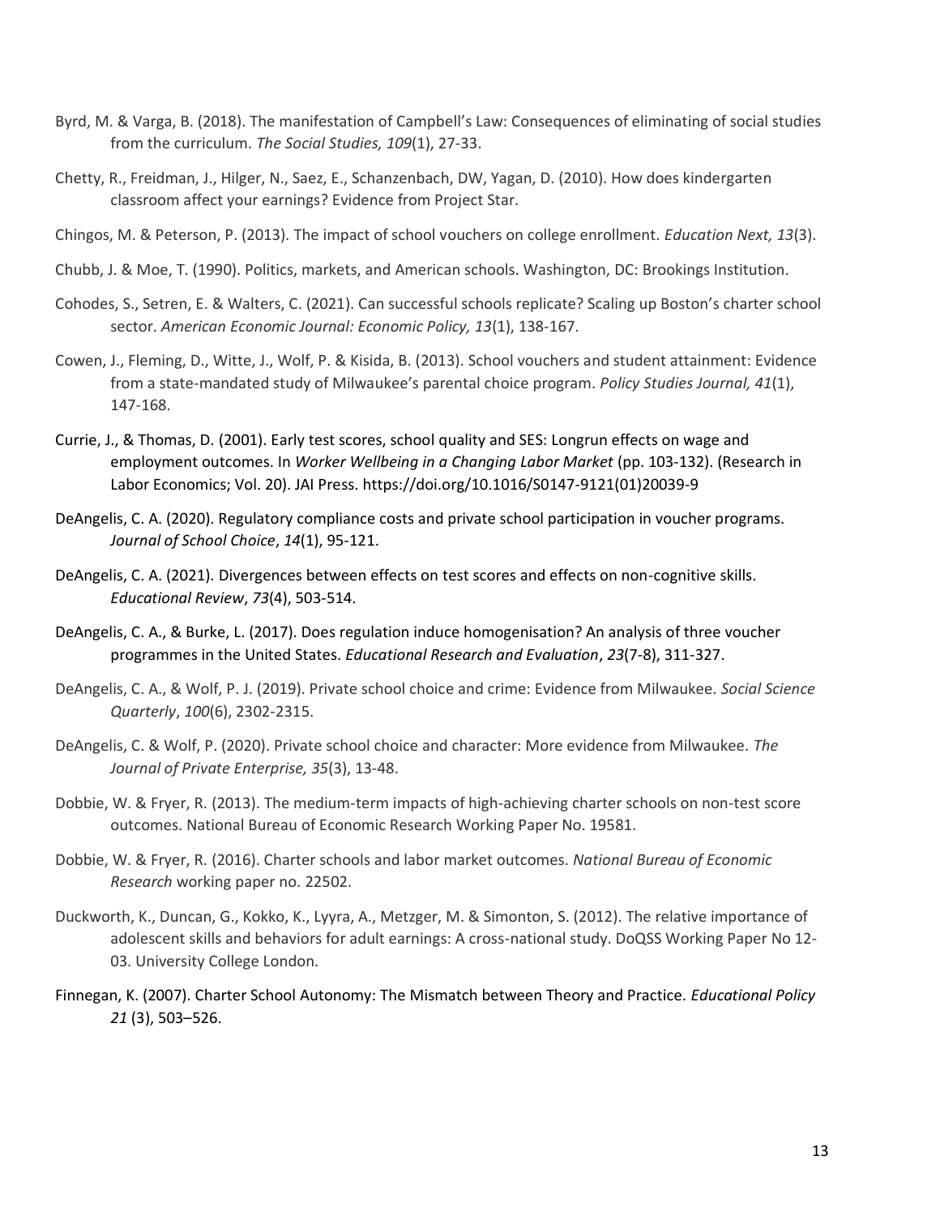Byrd, M. & Varga, B. (2018). The manifestation of Campbell's Law: Consequences of eliminating of social studies from the curriculum. *The Social Studies, 109*(1), 27-33.

Chetty, R., Freidman, J., Hilger, N., Saez, E., Schanzenbach, DW, Yagan, D. (2010). How does kindergarten classroom affect your earnings? Evidence from Project Star.

Chingos, M. & Peterson, P. (2013). The impact of school vouchers on college enrollment. *Education Next, 13*(3).

Chubb, J. & Moe, T. (1990). Politics, markets, and American schools. Washington, DC: Brookings Institution.

Cohodes, S., Setren, E. & Walters, C. (2021). Can successful schools replicate? Scaling up Boston's charter school sector. *American Economic Journal: Economic Policy, 13*(1), 138-167.

Cowen, J., Fleming, D., Witte, J., Wolf, P. & Kisida, B. (2013). School vouchers and student attainment: Evidence from a state-mandated study of Milwaukee's parental choice program. *Policy Studies Journal, 41*(1), 147-168.

Currie, J., & Thomas, D. (2001). Early test scores, school quality and SES: Longrun effects on wage and employment outcomes. In *Worker Wellbeing in a Changing Labor Market* (pp. 103-132). (Research in Labor Economics; Vol. 20). JAI Press. https://doi.org/10.1016/S0147-9121(01)20039-9

DeAngelis, C. A. (2020). Regulatory compliance costs and private school participation in voucher programs. *Journal of School Choice*, *14*(1), 95-121.

DeAngelis, C. A. (2021). Divergences between effects on test scores and effects on non-cognitive skills. *Educational Review*, *73*(4), 503-514.

DeAngelis, C. A., & Burke, L. (2017). Does regulation induce homogenisation? An analysis of three voucher programmes in the United States. *Educational Research and Evaluation*, *23*(7-8), 311-327.

DeAngelis, C. A., & Wolf, P. J. (2019). Private school choice and crime: Evidence from Milwaukee. *Social Science Quarterly*, *100*(6), 2302-2315.

DeAngelis, C. & Wolf, P. (2020). Private school choice and character: More evidence from Milwaukee. *The Journal of Private Enterprise, 35*(3), 13-48.

Dobbie, W. & Fryer, R. (2013). The medium-term impacts of high-achieving charter schools on non-test score outcomes. National Bureau of Economic Research Working Paper No. 19581.

Dobbie, W. & Fryer, R. (2016). Charter schools and labor market outcomes. *National Bureau of Economic Research* working paper no. 22502.

Duckworth, K., Duncan, G., Kokko, K., Lyyra, A., Metzger, M. & Simonton, S. (2012). The relative importance of adolescent skills and behaviors for adult earnings: A cross-national study. DoQSS Working Paper No 12-03. University College London.

Finnegan, K. (2007). Charter School Autonomy: The Mismatch between Theory and Practice. *Educational Policy 21* (3), 503–526.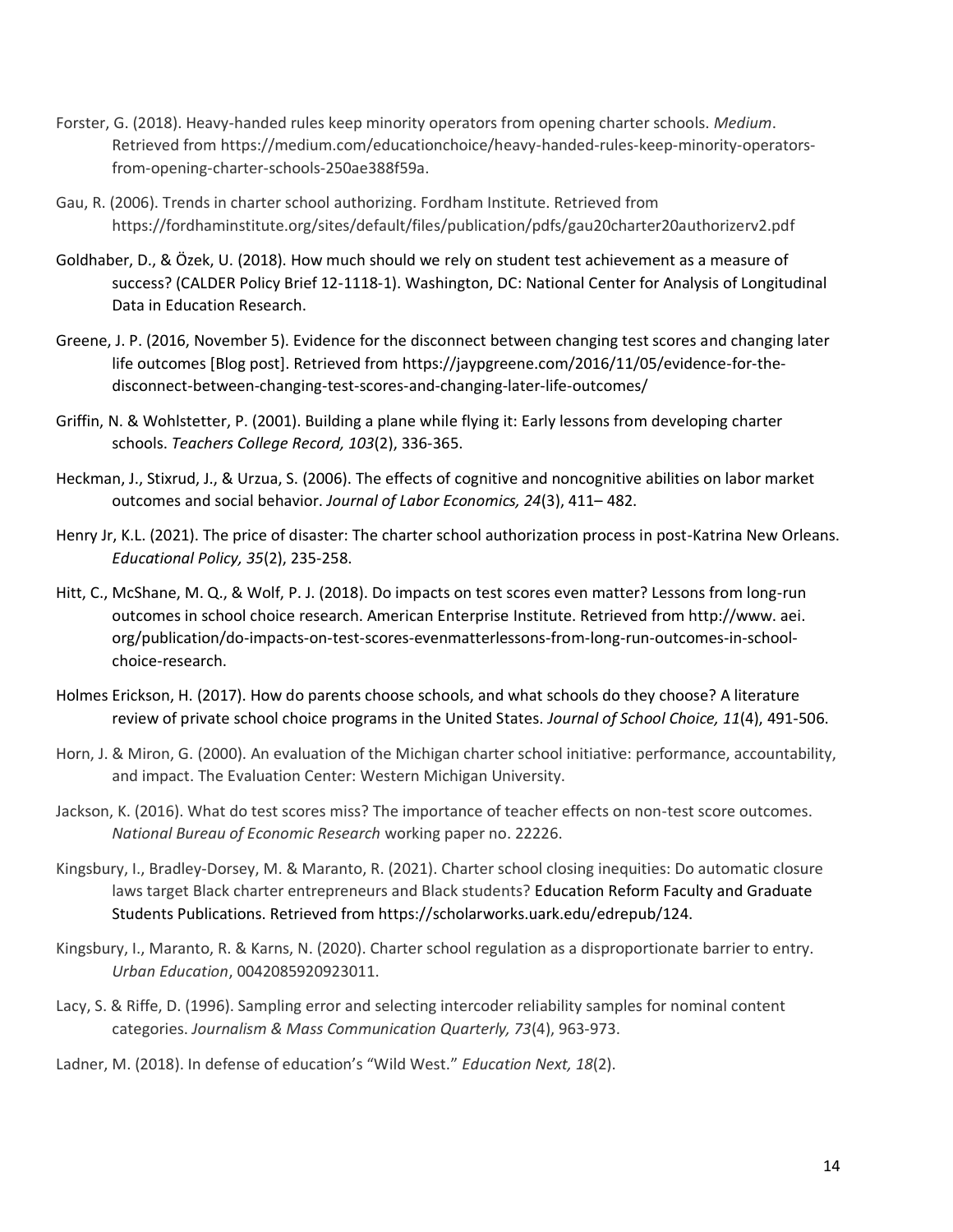Forster, G. (2018). Heavy-handed rules keep minority operators from opening charter schools. *Medium*. Retrieved from https://medium.com/educationchoice/heavy-handed-rules-keep-minority-operators-from-opening-charter-schools-250ae388f59a.

Gau, R. (2006). Trends in charter school authorizing. Fordham Institute. Retrieved from https://fordhaminstitute.org/sites/default/files/publication/pdfs/gau20charter20authorizerv2.pdf

Goldhaber, D., & Özek, U. (2018). How much should we rely on student test achievement as a measure of success? (CALDER Policy Brief 12-1118-1). Washington, DC: National Center for Analysis of Longitudinal Data in Education Research.

Greene, J. P. (2016, November 5). Evidence for the disconnect between changing test scores and changing later life outcomes [Blog post]. Retrieved from https://jaypgreene.com/2016/11/05/evidence-for-the-disconnect-between-changing-test-scores-and-changing-later-life-outcomes/

Griffin, N. & Wohlstetter, P. (2001). Building a plane while flying it: Early lessons from developing charter schools. *Teachers College Record, 103*(2), 336-365.

Heckman, J., Stixrud, J., & Urzua, S. (2006). The effects of cognitive and noncognitive abilities on labor market outcomes and social behavior. *Journal of Labor Economics, 24*(3), 411– 482.

Henry Jr, K.L. (2021). The price of disaster: The charter school authorization process in post-Katrina New Orleans. *Educational Policy, 35*(2), 235-258.

Hitt, C., McShane, M. Q., & Wolf, P. J. (2018). Do impacts on test scores even matter? Lessons from long-run outcomes in school choice research. American Enterprise Institute. Retrieved from http://www. aei. org/publication/do-impacts-on-test-scores-evenmatterlessons-from-long-run-outcomes-in-school-choice-research.

Holmes Erickson, H. (2017). How do parents choose schools, and what schools do they choose? A literature review of private school choice programs in the United States. *Journal of School Choice, 11*(4), 491-506.

Horn, J. & Miron, G. (2000). An evaluation of the Michigan charter school initiative: performance, accountability, and impact. The Evaluation Center: Western Michigan University.

Jackson, K. (2016). What do test scores miss? The importance of teacher effects on non-test score outcomes. *National Bureau of Economic Research* working paper no. 22226.

Kingsbury, I., Bradley-Dorsey, M. & Maranto, R. (2021). Charter school closing inequities: Do automatic closure laws target Black charter entrepreneurs and Black students? Education Reform Faculty and Graduate Students Publications. Retrieved from https://scholarworks.uark.edu/edrepub/124.

Kingsbury, I., Maranto, R. & Karns, N. (2020). Charter school regulation as a disproportionate barrier to entry. *Urban Education*, 0042085920923011.

Lacy, S. & Riffe, D. (1996). Sampling error and selecting intercoder reliability samples for nominal content categories. *Journalism & Mass Communication Quarterly, 73*(4), 963-973.

Ladner, M. (2018). In defense of education's "Wild West." *Education Next, 18*(2).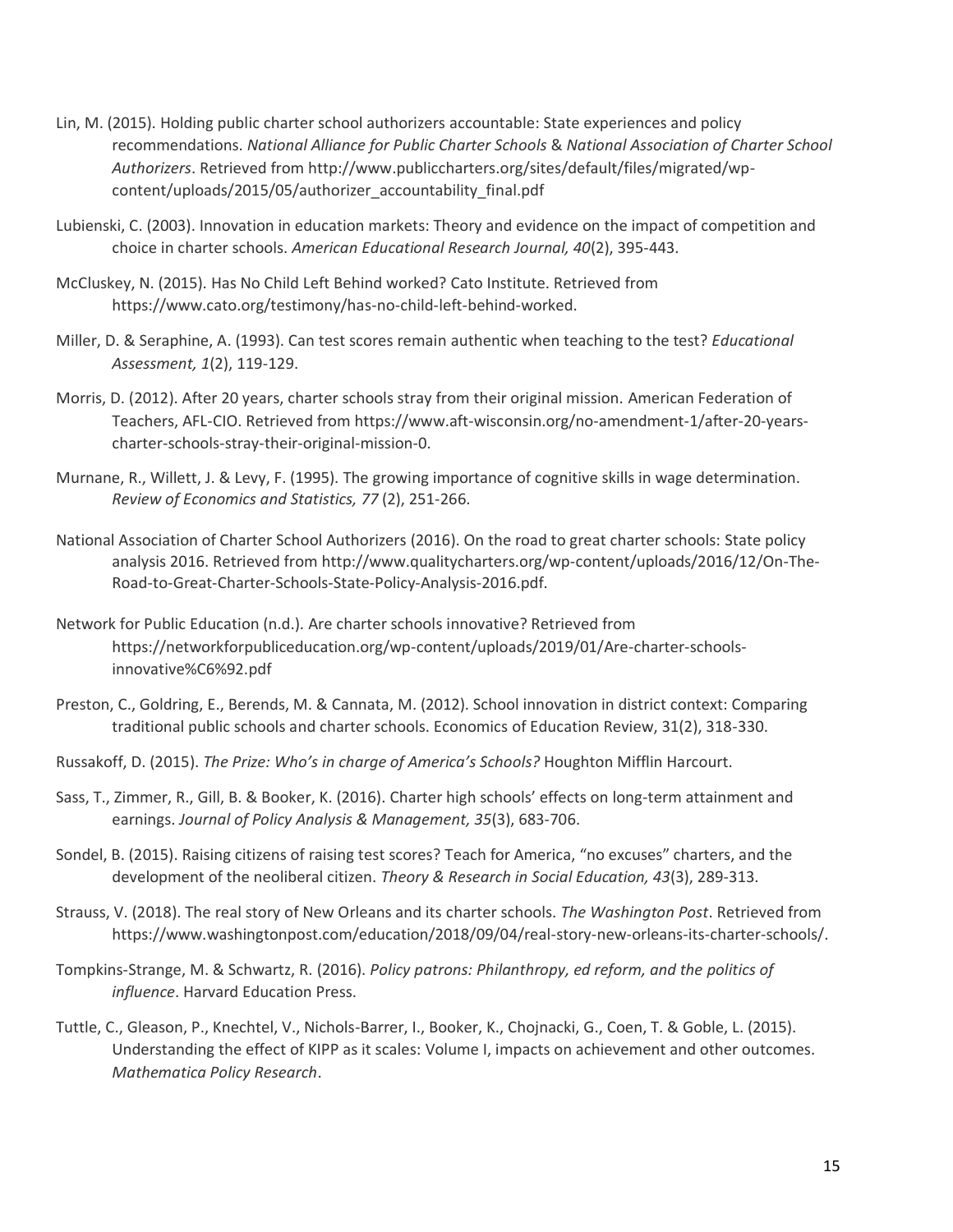Lin, M. (2015). Holding public charter school authorizers accountable: State experiences and policy recommendations. *National Alliance for Public Charter Schools* & *National Association of Charter School Authorizers*. Retrieved from http://www.publiccharters.org/sites/default/files/migrated/wp-content/uploads/2015/05/authorizer_accountability_final.pdf

Lubienski, C. (2003). Innovation in education markets: Theory and evidence on the impact of competition and choice in charter schools. *American Educational Research Journal, 40*(2), 395-443.

McCluskey, N. (2015). Has No Child Left Behind worked? Cato Institute. Retrieved from https://www.cato.org/testimony/has-no-child-left-behind-worked.

Miller, D. & Seraphine, A. (1993). Can test scores remain authentic when teaching to the test? *Educational Assessment, 1*(2), 119-129.

Morris, D. (2012). After 20 years, charter schools stray from their original mission. American Federation of Teachers, AFL-CIO. Retrieved from https://www.aft-wisconsin.org/no-amendment-1/after-20-years-charter-schools-stray-their-original-mission-0.

Murnane, R., Willett, J. & Levy, F. (1995). The growing importance of cognitive skills in wage determination. *Review of Economics and Statistics, 77* (2), 251-266.

National Association of Charter School Authorizers (2016). On the road to great charter schools: State policy analysis 2016. Retrieved from http://www.qualitycharters.org/wp-content/uploads/2016/12/On-The-Road-to-Great-Charter-Schools-State-Policy-Analysis-2016.pdf.

Network for Public Education (n.d.). Are charter schools innovative? Retrieved from https://networkforpubliceducation.org/wp-content/uploads/2019/01/Are-charter-schools-innovative%C6%92.pdf

Preston, C., Goldring, E., Berends, M. & Cannata, M. (2012). School innovation in district context: Comparing traditional public schools and charter schools. Economics of Education Review, 31(2), 318-330.

Russakoff, D. (2015). *The Prize: Who's in charge of America's Schools?* Houghton Mifflin Harcourt.

Sass, T., Zimmer, R., Gill, B. & Booker, K. (2016). Charter high schools' effects on long-term attainment and earnings. *Journal of Policy Analysis & Management, 35*(3), 683-706.

Sondel, B. (2015). Raising citizens of raising test scores? Teach for America, "no excuses" charters, and the development of the neoliberal citizen. *Theory & Research in Social Education, 43*(3), 289-313.

Strauss, V. (2018). The real story of New Orleans and its charter schools. *The Washington Post*. Retrieved from https://www.washingtonpost.com/education/2018/09/04/real-story-new-orleans-its-charter-schools/.

Tompkins-Strange, M. & Schwartz, R. (2016). *Policy patrons: Philanthropy, ed reform, and the politics of influence*. Harvard Education Press.

Tuttle, C., Gleason, P., Knechtel, V., Nichols-Barrer, I., Booker, K., Chojnacki, G., Coen, T. & Goble, L. (2015). Understanding the effect of KIPP as it scales: Volume I, impacts on achievement and other outcomes. *Mathematica Policy Research*.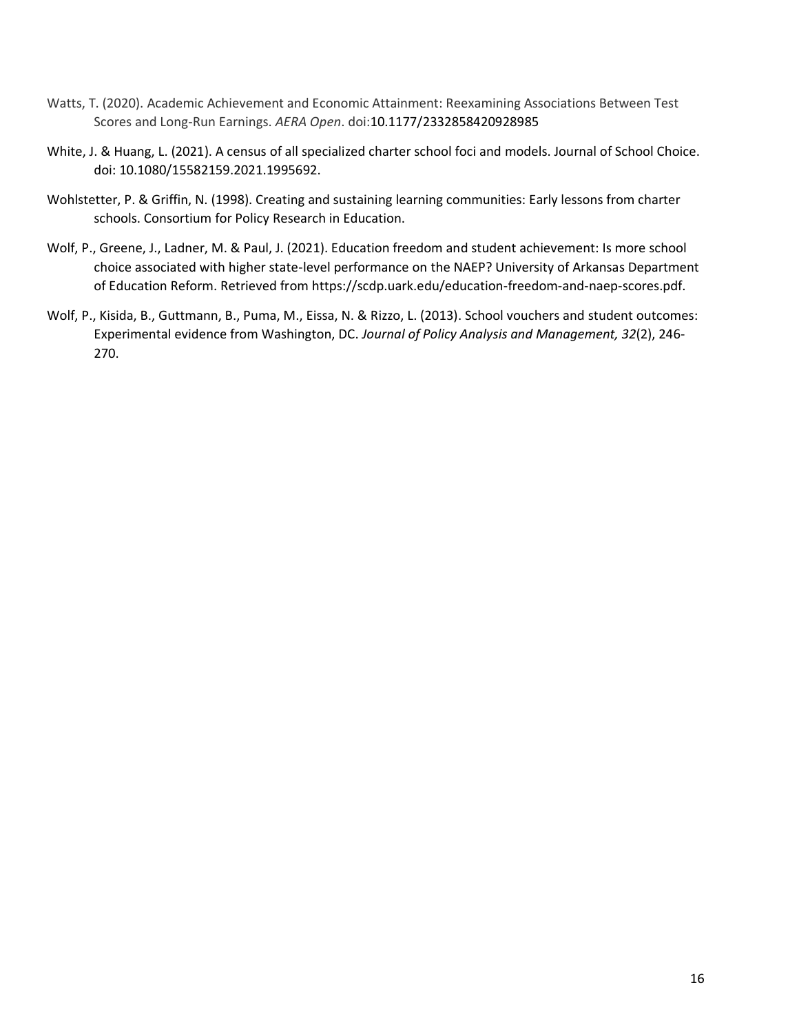Watts, T. (2020). Academic Achievement and Economic Attainment: Reexamining Associations Between Test Scores and Long-Run Earnings. *AERA Open*. doi:10.1177/2332858420928985

White, J. & Huang, L. (2021). A census of all specialized charter school foci and models. Journal of School Choice. doi: 10.1080/15582159.2021.1995692.

Wohlstetter, P. & Griffin, N. (1998). Creating and sustaining learning communities: Early lessons from charter schools. Consortium for Policy Research in Education.

Wolf, P., Greene, J., Ladner, M. & Paul, J. (2021). Education freedom and student achievement: Is more school choice associated with higher state-level performance on the NAEP? University of Arkansas Department of Education Reform. Retrieved from https://scdp.uark.edu/education-freedom-and-naep-scores.pdf.

Wolf, P., Kisida, B., Guttmann, B., Puma, M., Eissa, N. & Rizzo, L. (2013). School vouchers and student outcomes: Experimental evidence from Washington, DC. *Journal of Policy Analysis and Management, 32*(2), 246-270.